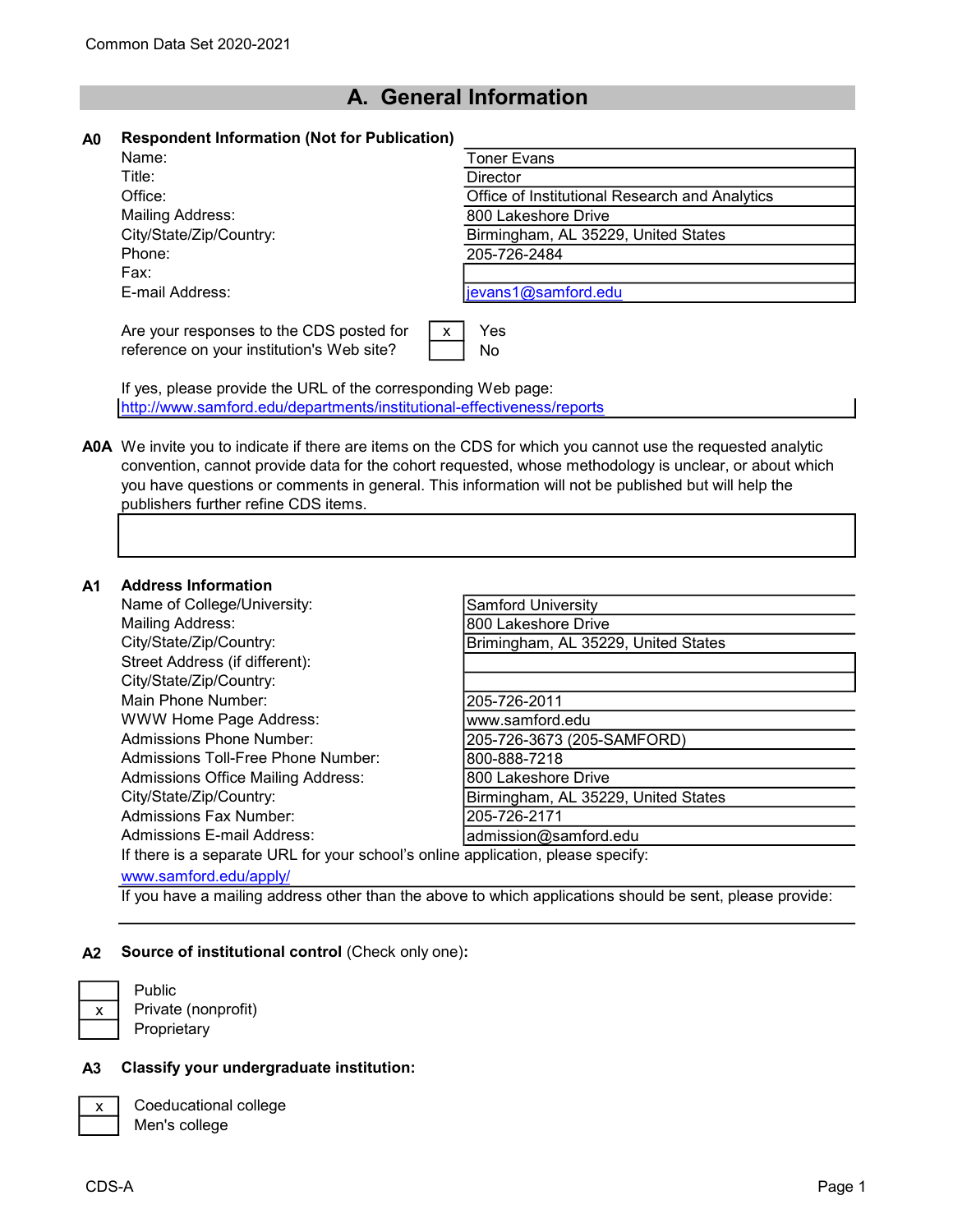Common Data Set 2020-2021

## A. General Information

**A0 Respondent Information (Not for Publication)**

| | |
|---|---|
| Name: | Toner Evans |
| Title: | Director |
| Office: | Office of Institutional Research and Analytics |
| Mailing Address: | 800 Lakeshore Drive |
| City/State/Zip/Country: | Birmingham, AL 35229, United States |
| Phone: | 205-726-2484 |
| Fax: | |
| E-mail Address: | jevans1@samford.edu |

Are your responses to the CDS posted for reference on your institution's Web site?

| | |
|---|---|
| x | Yes |
| | No |

If yes, please provide the URL of the corresponding Web page:
http://www.samford.edu/departments/institutional-effectiveness/reports

**A0A** We invite you to indicate if there are items on the CDS for which you cannot use the requested analytic convention, cannot provide data for the cohort requested, whose methodology is unclear, or about which you have questions or comments in general. This information will not be published but will help the publishers further refine CDS items.

**A1 Address Information**

| | |
|---|---|
| Name of College/University: | Samford University |
| Mailing Address: | 800 Lakeshore Drive |
| City/State/Zip/Country: | Brimingham, AL 35229, United States |
| Street Address (if different): | |
| City/State/Zip/Country: | |
| Main Phone Number: | 205-726-2011 |
| WWW Home Page Address: | www.samford.edu |
| Admissions Phone Number: | 205-726-3673 (205-SAMFORD) |
| Admissions Toll-Free Phone Number: | 800-888-7218 |
| Admissions Office Mailing Address: | 800 Lakeshore Drive |
| City/State/Zip/Country: | Birmingham, AL 35229, United States |
| Admissions Fax Number: | 205-726-2171 |
| Admissions E-mail Address: | admission@samford.edu |

If there is a separate URL for your school's online application, please specify:
www.samford.edu/apply/

If you have a mailing address other than the above to which applications should be sent, please provide:

**A2 Source of institutional control** (Check only one)**:**

| | |
|---|---|
| | Public |
| x | Private (nonprofit) |
| | Proprietary |

**A3 Classify your undergraduate institution:**

| | |
|---|---|
| x | Coeducational college |
| | Men's college |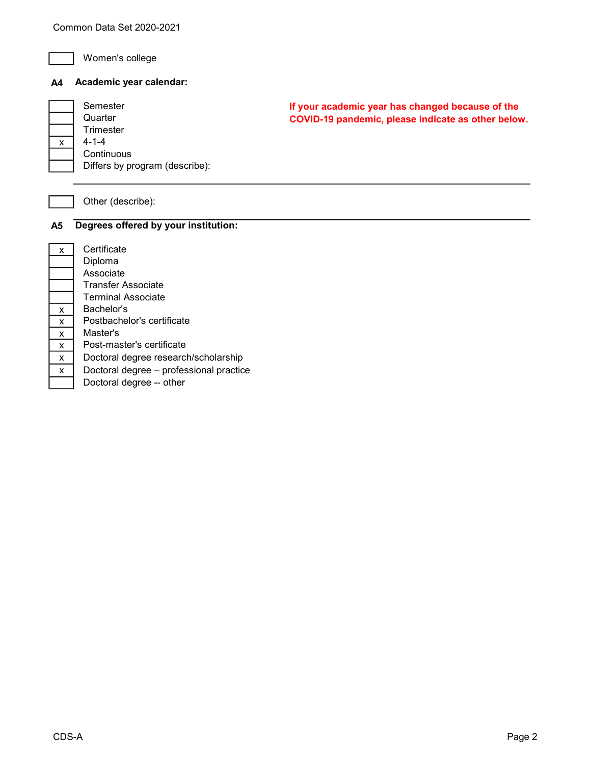| | |
|---|---|
| | Women's college |

## A4 Academic year calendar:

**If your academic year has changed because of the COVID-19 pandemic, please indicate as other below.**

| | |
|---|---|
| | Semester |
| | Quarter |
| | Trimester |
| x | 4-1-4 |
| | Continuous |
| | Differs by program (describe): |
| | Other (describe): |

## A5 Degrees offered by your institution:

| | |
|---|---|
| x | Certificate |
| | Diploma |
| | Associate |
| | Transfer Associate |
| | Terminal Associate |
| x | Bachelor's |
| x | Postbachelor's certificate |
| x | Master's |
| x | Post-master's certificate |
| x | Doctoral degree research/scholarship |
| x | Doctoral degree – professional practice |
| | Doctoral degree -- other |